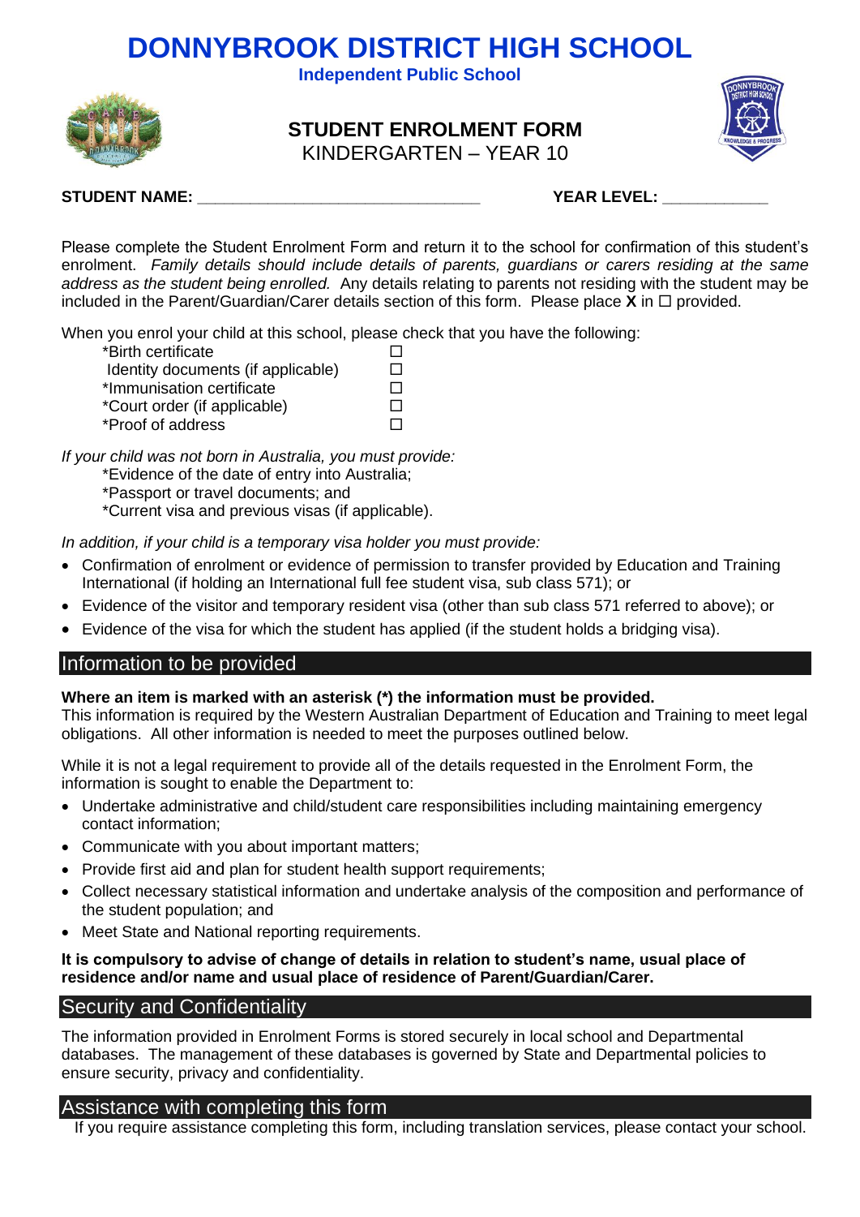# DONNYBROOK DISTRICT HIGH SCHOOL

**Independent Public School**

## STUDENT ENROLMENT FORM

KINDERGARTEN – YEAR 10

**STUDENT NAME:** ________________________________ **YEAR LEVEL:** ____________

Please complete the Student Enrolment Form and return it to the school for confirmation of this student's enrolment. *Family details should include details of parents, guardians or carers residing at the same address as the student being enrolled.* Any details relating to parents not residing with the student may be included in the Parent/Guardian/Carer details section of this form. Please place **X** in ☐ provided.

When you enrol your child at this school, please check that you have the following:

*Birth certificate ☐
Identity documents (if applicable) ☐
*Immunisation certificate ☐
*Court order (if applicable) ☐
*Proof of address ☐

*If your child was not born in Australia, you must provide:*

*Evidence of the date of entry into Australia;
*Passport or travel documents; and
*Current visa and previous visas (if applicable).

*In addition, if your child is a temporary visa holder you must provide:*

- Confirmation of enrolment or evidence of permission to transfer provided by Education and Training International (if holding an International full fee student visa, sub class 571); or
- Evidence of the visitor and temporary resident visa (other than sub class 571 referred to above); or
- Evidence of the visa for which the student has applied (if the student holds a bridging visa).

## Information to be provided

**Where an item is marked with an asterisk (*) the information must be provided.**
This information is required by the Western Australian Department of Education and Training to meet legal obligations. All other information is needed to meet the purposes outlined below.

While it is not a legal requirement to provide all of the details requested in the Enrolment Form, the information is sought to enable the Department to:

- Undertake administrative and child/student care responsibilities including maintaining emergency contact information;
- Communicate with you about important matters;
- Provide first aid and plan for student health support requirements;
- Collect necessary statistical information and undertake analysis of the composition and performance of the student population; and
- Meet State and National reporting requirements.

**It is compulsory to advise of change of details in relation to student's name, usual place of residence and/or name and usual place of residence of Parent/Guardian/Carer.**

## Security and Confidentiality

The information provided in Enrolment Forms is stored securely in local school and Departmental databases. The management of these databases is governed by State and Departmental policies to ensure security, privacy and confidentiality.

## Assistance with completing this form

If you require assistance completing this form, including translation services, please contact your school.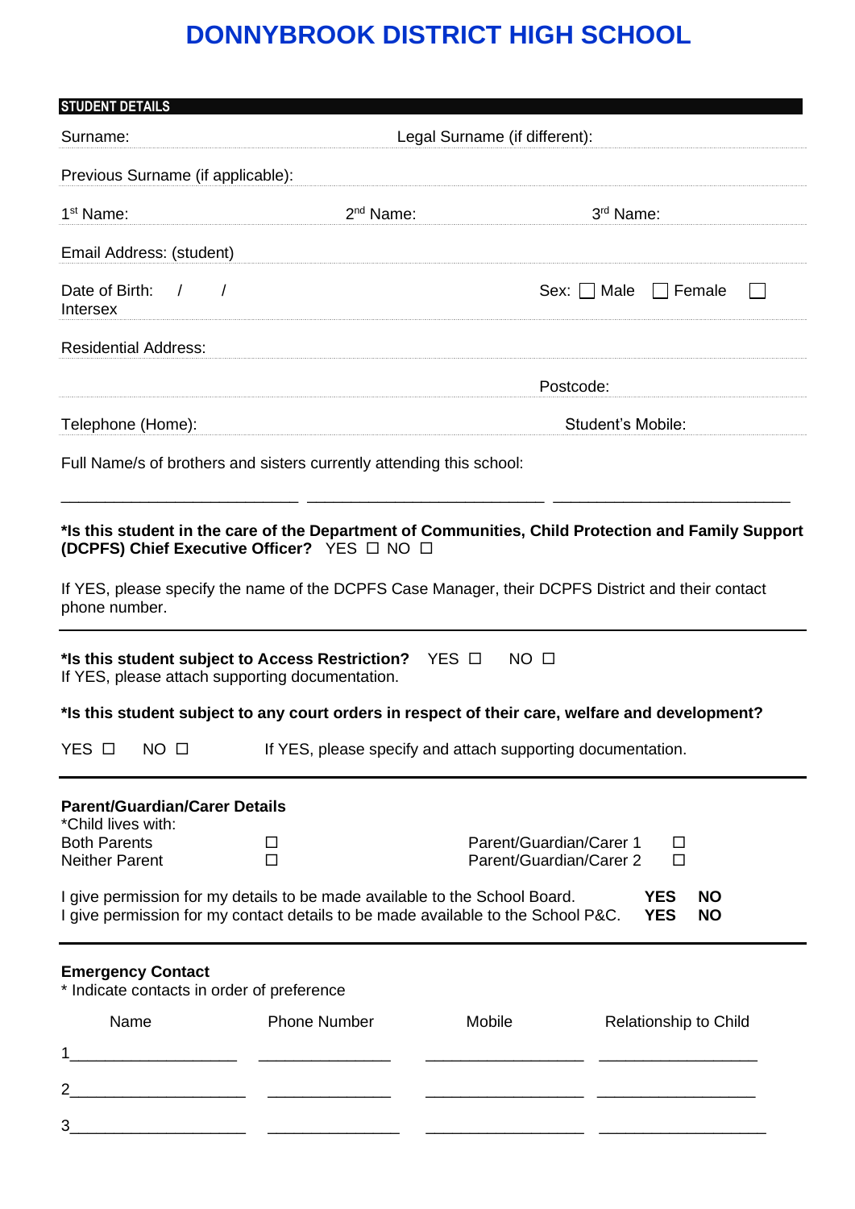# DONNYBROOK DISTRICT HIGH SCHOOL

**STUDENT DETAILS**

Surname: Legal Surname (if different):

Previous Surname (if applicable):

1st Name: 2nd Name: 3rd Name:

Email Address: (student)

Date of Birth: / / Sex: ☐ Male ☐ Female ☐ Intersex

Residential Address:

Postcode:

Telephone (Home): Student's Mobile:

Full Name/s of brothers and sisters currently attending this school:

___________________________ ___________________________ ___________________________

**\*Is this student in the care of the Department of Communities, Child Protection and Family Support (DCPFS) Chief Executive Officer?** YES ☐ NO ☐

If YES, please specify the name of the DCPFS Case Manager, their DCPFS District and their contact phone number.

---

**\*Is this student subject to Access Restriction?** YES ☐ NO ☐
If YES, please attach supporting documentation.

**\*Is this student subject to any court orders in respect of their care, welfare and development?**

YES ☐ NO ☐ If YES, please specify and attach supporting documentation.

---

**Parent/Guardian/Carer Details**
*Child lives with:

| | | | |
|---|---|---|---|
| Both Parents | ☐ | Parent/Guardian/Carer 1 | ☐ |
| Neither Parent | ☐ | Parent/Guardian/Carer 2 | ☐ |

I give permission for my details to be made available to the School Board. **YES** **NO**
I give permission for my contact details to be made available to the School P&C. **YES** **NO**

---

**Emergency Contact**
\* Indicate contacts in order of preference

| | Name | Phone Number | Mobile | Relationship to Child |
|---|---|---|---|---|
| 1 | | | | |
| 2 | | | | |
| 3 | | | | |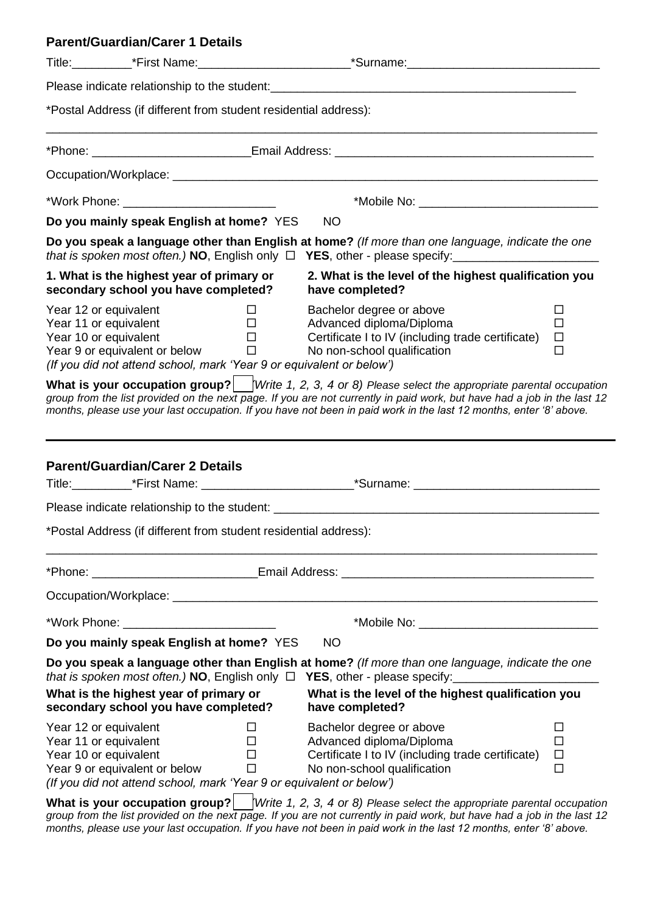## Parent/Guardian/Carer 1 Details

Title:_________*First Name:______________________*Surname:____________________________

Please indicate relationship to the student:_____________________________________________

*Postal Address (if different from student residential address):

___________________________________________________________________________________

*Phone: _______________________Email Address: ______________________________________

Occupation/Workplace: __________________________________________________________

*Work Phone: ______________________ *Mobile No: __________________________

**Do you mainly speak English at home?** YES NO

**Do you speak a language other than English at home?** *(If more than one language, indicate the one that is spoken most often.)* **NO**, English only ☐ **YES**, other - please specify:_____________________

| **1. What is the highest year of primary or secondary school you have completed?** | | **2. What is the level of the highest qualification you have completed?** | |
|---|---|---|---|
| Year 12 or equivalent | ☐ | Bachelor degree or above | ☐ |
| Year 11 or equivalent | ☐ | Advanced diploma/Diploma | ☐ |
| Year 10 or equivalent | ☐ | Certificate I to IV (including trade certificate) | ☐ |
| Year 9 or equivalent or below | ☐ | No non-school qualification | ☐ |

*(If you did not attend school, mark 'Year 9 or equivalent or below')*

**What is your occupation group?** ☐ *(Write 1, 2, 3, 4 or 8) Please select the appropriate parental occupation group from the list provided on the next page. If you are not currently in paid work, but have had a job in the last 12 months, please use your last occupation. If you have not been in paid work in the last 12 months, enter '8' above.*

---

## Parent/Guardian/Carer 2 Details

Title:_________*First Name: ______________________*Surname: ____________________________

Please indicate relationship to the student: ___________________________________________________

*Postal Address (if different from student residential address):

___________________________________________________________________________________

*Phone: ________________________Email Address: _____________________________________

Occupation/Workplace: __________________________________________________________

*Work Phone: ______________________ *Mobile No: __________________________

**Do you mainly speak English at home?** YES NO

**Do you speak a language other than English at home?** *(If more than one language, indicate the one that is spoken most often.)* **NO**, English only ☐ **YES**, other - please specify:_____________________

| **What is the highest year of primary or secondary school you have completed?** | | **What is the level of the highest qualification you have completed?** | |
|---|---|---|---|
| Year 12 or equivalent | ☐ | Bachelor degree or above | ☐ |
| Year 11 or equivalent | ☐ | Advanced diploma/Diploma | ☐ |
| Year 10 or equivalent | ☐ | Certificate I to IV (including trade certificate) | ☐ |
| Year 9 or equivalent or below | ☐ | No non-school qualification | ☐ |

*(If you did not attend school, mark 'Year 9 or equivalent or below')*

**What is your occupation group?** ☐ *(Write 1, 2, 3, 4 or 8) Please select the appropriate parental occupation group from the list provided on the next page. If you are not currently in paid work, but have had a job in the last 12 months, please use your last occupation. If you have not been in paid work in the last 12 months, enter '8' above.*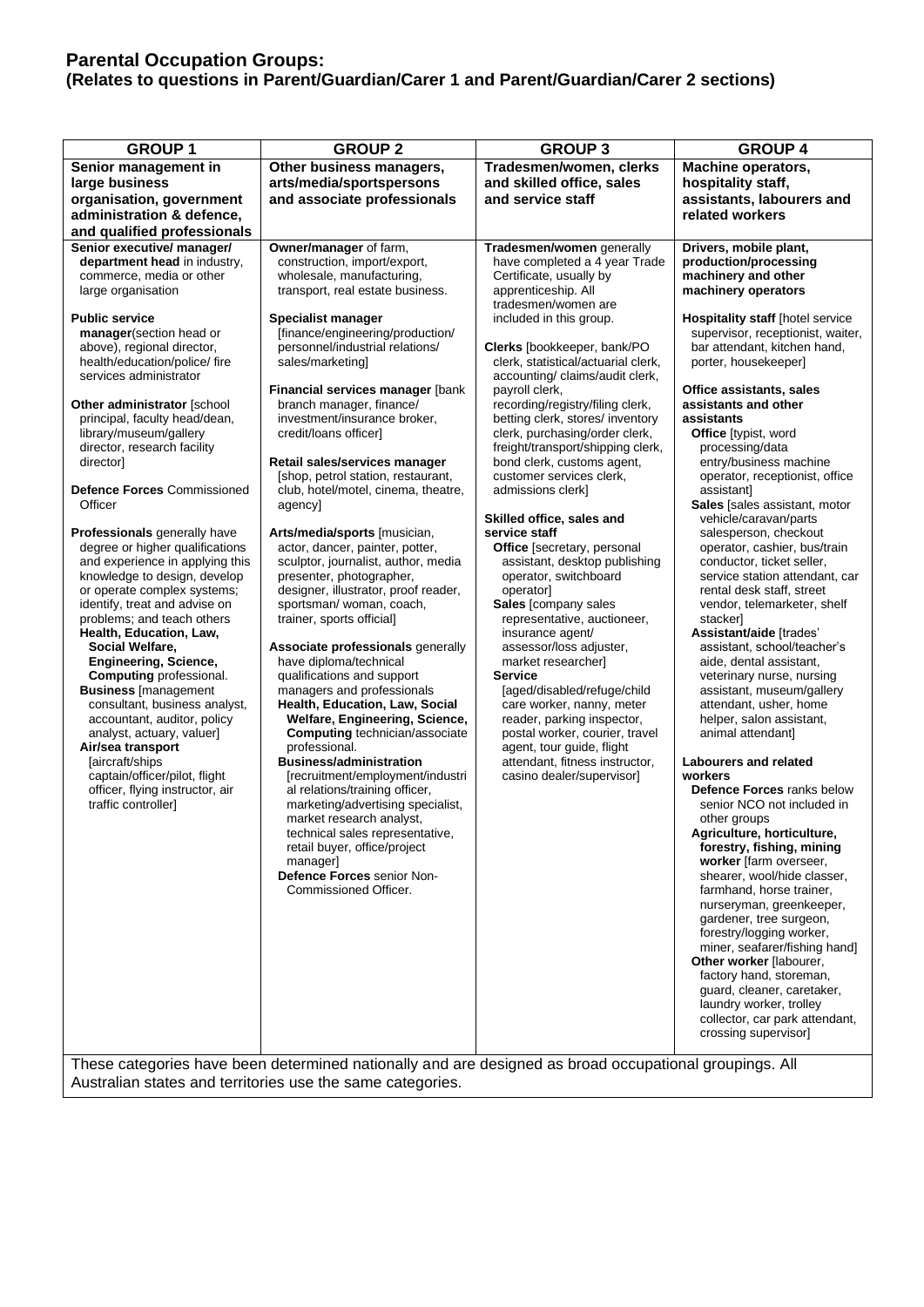## Parental Occupation Groups:
### (Relates to questions in Parent/Guardian/Carer 1 and Parent/Guardian/Carer 2 sections)

| GROUP 1 | GROUP 2 | GROUP 3 | GROUP 4 |
|---|---|---|---|
| **Senior management in large business organisation, government administration & defence, and qualified professionals** | **Other business managers, arts/media/sportspersons and associate professionals** | **Tradesmen/women, clerks and skilled office, sales and service staff** | **Machine operators, hospitality staff, assistants, labourers and related workers** |
| **Senior executive/ manager/ department head** in industry, commerce, media or other large organisation<br><br>**Public service manager**(section head or above), regional director, health/education/police/ fire services administrator<br><br>**Other administrator** [school principal, faculty head/dean, library/museum/gallery director, research facility director]<br><br>**Defence Forces** Commissioned Officer<br><br>**Professionals** generally have degree or higher qualifications and experience in applying this knowledge to design, develop or operate complex systems; identify, treat and advise on problems; and teach others<br>**Health, Education, Law, Social Welfare, Engineering, Science, Computing** professional.<br>**Business** [management consultant, business analyst, accountant, auditor, policy analyst, actuary, valuer]<br>**Air/sea transport** [aircraft/ships captain/officer/pilot, flight officer, flying instructor, air traffic controller] | **Owner/manager** of farm, construction, import/export, wholesale, manufacturing, transport, real estate business.<br><br>**Specialist manager** [finance/engineering/production/ personnel/industrial relations/ sales/marketing]<br><br>**Financial services manager** [bank branch manager, finance/ investment/insurance broker, credit/loans officer]<br><br>**Retail sales/services manager** [shop, petrol station, restaurant, club, hotel/motel, cinema, theatre, agency]<br><br>**Arts/media/sports** [musician, actor, dancer, painter, potter, sculptor, journalist, author, media presenter, photographer, designer, illustrator, proof reader, sportsman/ woman, coach, trainer, sports official]<br><br>**Associate professionals** generally have diploma/technical qualifications and support managers and professionals<br>**Health, Education, Law, Social Welfare, Engineering, Science, Computing** technician/associate professional.<br>**Business/administration** [recruitment/employment/industrial relations/training officer, marketing/advertising specialist, market research analyst, technical sales representative, retail buyer, office/project manager]<br>**Defence Forces** senior Non-Commissioned Officer. | **Tradesmen/women** generally have completed a 4 year Trade Certificate, usually by apprenticeship. All tradesmen/women are included in this group.<br><br>**Clerks** [bookkeeper, bank/PO clerk, statistical/actuarial clerk, accounting/ claims/audit clerk, payroll clerk, recording/registry/filing clerk, betting clerk, stores/ inventory clerk, purchasing/order clerk, freight/transport/shipping clerk, bond clerk, customs agent, customer services clerk, admissions clerk]<br><br>**Skilled office, sales and service staff**<br>**Office** [secretary, personal assistant, desktop publishing operator, switchboard operator]<br>**Sales** [company sales representative, auctioneer, insurance agent/ assessor/loss adjuster, market researcher]<br>**Service** [aged/disabled/refuge/child care worker, nanny, meter reader, parking inspector, postal worker, courier, travel agent, tour guide, flight attendant, fitness instructor, casino dealer/supervisor] | **Drivers, mobile plant, production/processing machinery and other machinery operators**<br><br>**Hospitality staff** [hotel service supervisor, receptionist, waiter, bar attendant, kitchen hand, porter, housekeeper]<br><br>**Office assistants, sales assistants and other assistants**<br>**Office** [typist, word processing/data entry/business machine operator, receptionist, office assistant]<br>**Sales** [sales assistant, motor vehicle/caravan/parts salesperson, checkout operator, cashier, bus/train conductor, ticket seller, service station attendant, car rental desk staff, street vendor, telemarketer, shelf stacker]<br>**Assistant/aide** [trades' assistant, school/teacher's aide, dental assistant, veterinary nurse, nursing assistant, museum/gallery attendant, usher, home helper, salon assistant, animal attendant]<br><br>**Labourers and related workers**<br>**Defence Forces** ranks below senior NCO not included in other groups<br>**Agriculture, horticulture, forestry, fishing, mining worker** [farm overseer, shearer, wool/hide classer, farmhand, horse trainer, nurseryman, greenkeeper, gardener, tree surgeon, forestry/logging worker, miner, seafarer/fishing hand]<br>**Other worker** [labourer, factory hand, storeman, guard, cleaner, caretaker, laundry worker, trolley collector, car park attendant, crossing supervisor] |

These categories have been determined nationally and are designed as broad occupational groupings. All Australian states and territories use the same categories.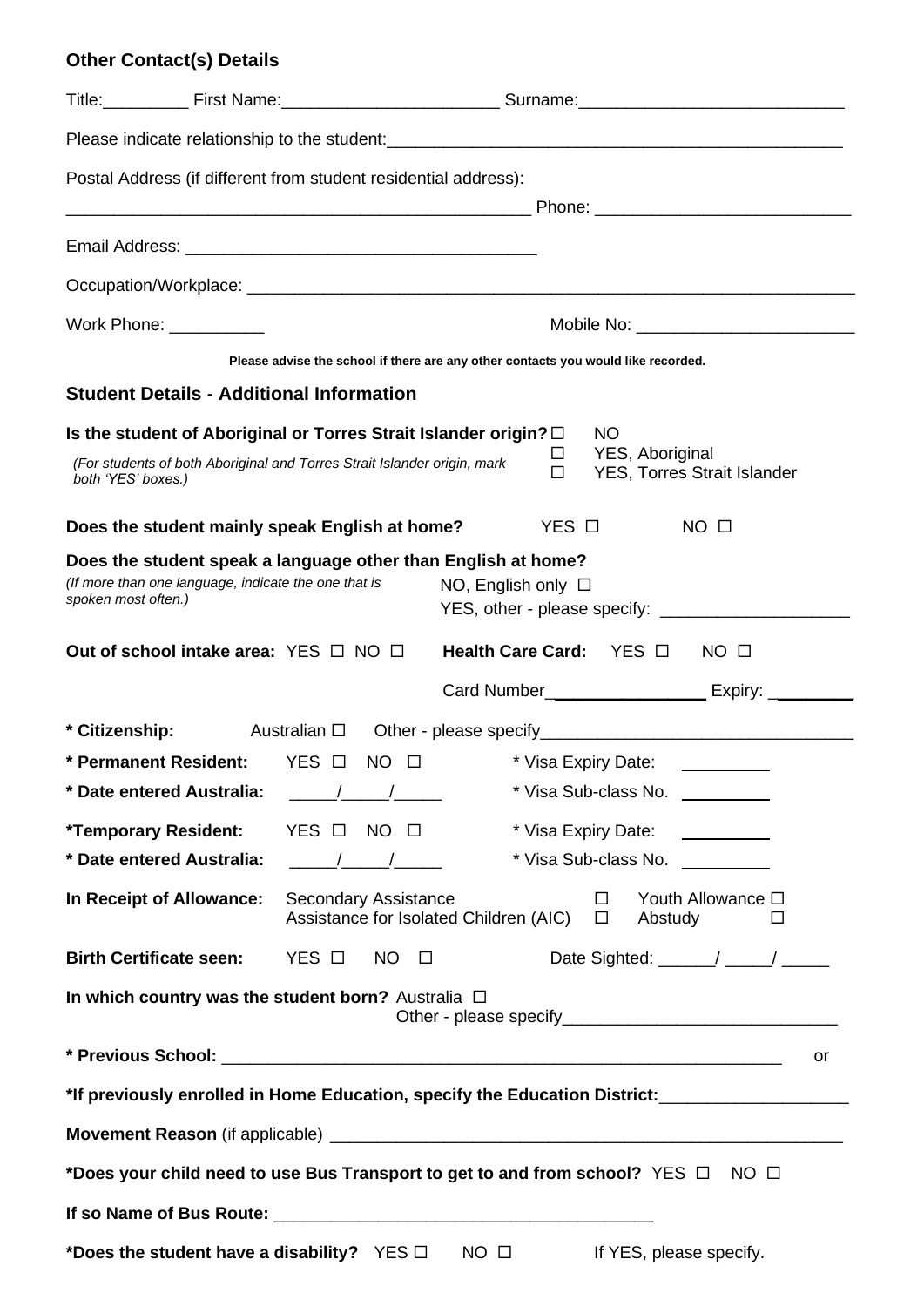## Other Contact(s) Details

Title:_________ First Name:_______________________ Surname:___________________________

Please indicate relationship to the student:__________________________________________________

Postal Address (if different from student residential address):

__________________________________________________ Phone: ___________________________

Email Address: ____________________________________

Occupation/Workplace: ________________________________________________________________

Work Phone: __________ Mobile No: _______________________

**Please advise the school if there are any other contacts you would like recorded.**

## Student Details - Additional Information

**Is the student of Aboriginal or Torres Strait Islander origin?** ☐ NO ☐ YES, Aboriginal ☐ YES, Torres Strait Islander

*(For students of both Aboriginal and Torres Strait Islander origin, mark both 'YES' boxes.)*

**Does the student mainly speak English at home?** YES ☐ NO ☐

**Does the student speak a language other than English at home?**

*(If more than one language, indicate the one that is spoken most often.)*

NO, English only ☐

YES, other - please specify: ____________________

**Out of school intake area:** YES ☐ NO ☐ **Health Care Card:** YES ☐ NO ☐

Card Number________________ Expiry: ________

**\* Citizenship:** Australian ☐ Other - please specify_________________________________

**\* Permanent Resident:** YES ☐ NO ☐ \* Visa Expiry Date: _________

**\* Date entered Australia:** _____/_____/_____ \* Visa Sub-class No. _________

**\*Temporary Resident:** YES ☐ NO ☐ \* Visa Expiry Date: _________

**\* Date entered Australia:** _____/_____/_____ \* Visa Sub-class No. _________

**In Receipt of Allowance:** Secondary Assistance ☐ Youth Allowance ☐ Assistance for Isolated Children (AIC) ☐ Abstudy ☐

**Birth Certificate seen:** YES ☐ NO ☐ Date Sighted: ______/ _____/ _____

**In which country was the student born?** Australia ☐ Other - please specify____________________________

**\* Previous School:** ______________________________________________________________ or

**\*If previously enrolled in Home Education, specify the Education District:**____________________

**Movement Reason** (if applicable) _______________________________________________________

**\*Does your child need to use Bus Transport to get to and from school?** YES ☐ NO ☐

**If so Name of Bus Route:** ________________________________________

**\*Does the student have a disability?** YES ☐ NO ☐ If YES, please specify.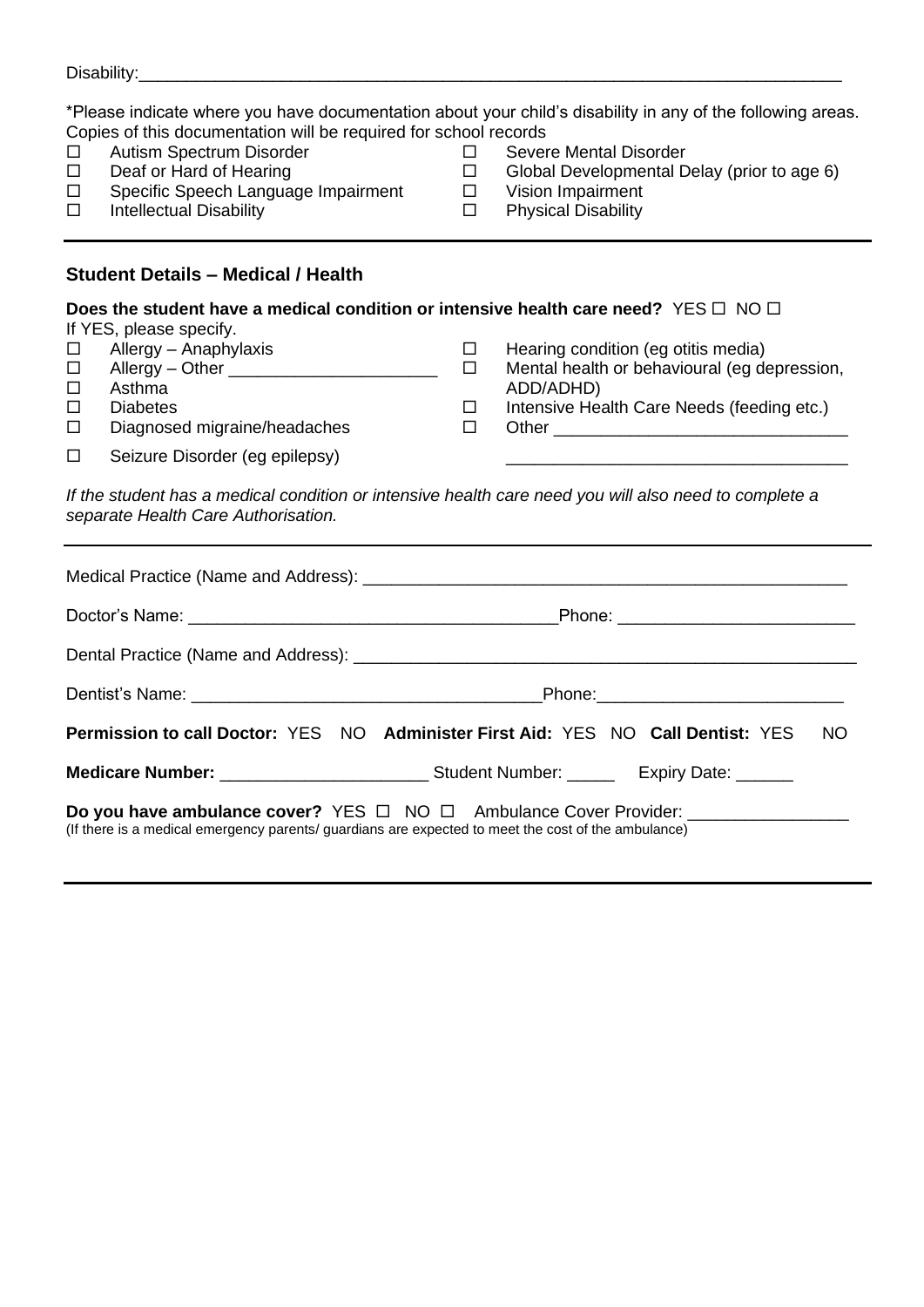Disability:___________________________________________________________________________

*Please indicate where you have documentation about your child's disability in any of the following areas. Copies of this documentation will be required for school records

- ☐ Autism Spectrum Disorder
- ☐ Deaf or Hard of Hearing
- ☐ Specific Speech Language Impairment
- ☐ Intellectual Disability
- ☐ Severe Mental Disorder
- ☐ Global Developmental Delay (prior to age 6)
- ☐ Vision Impairment
- ☐ Physical Disability

---

### Student Details – Medical / Health

**Does the student have a medical condition or intensive health care need?** YES ☐ NO ☐

If YES, please specify.

- ☐ Allergy – Anaphylaxis
- ☐ Allergy – Other ______________________
- ☐ Asthma
- ☐ Diabetes
- ☐ Diagnosed migraine/headaches
- ☐ Seizure Disorder (eg epilepsy)
- ☐ Hearing condition (eg otitis media)
- ☐ Mental health or behavioural (eg depression, ADD/ADHD)
- ☐ Intensive Health Care Needs (feeding etc.)
- ☐ Other ________________________________
  ____________________________________

*If the student has a medical condition or intensive health care need you will also need to complete a separate Health Care Authorisation.*

---

Medical Practice (Name and Address): ____________________________________________________

Doctor's Name: _______________________________________Phone: _________________________

Dental Practice (Name and Address): _____________________________________________________

Dentist's Name: ____________________________________Phone:__________________________

**Permission to call Doctor:** YES NO **Administer First Aid:** YES NO **Call Dentist:** YES NO

**Medicare Number:** _____________________ Student Number: _____ Expiry Date: ______

**Do you have ambulance cover?** YES ☐ NO ☐ Ambulance Cover Provider: _________________

(If there is a medical emergency parents/ guardians are expected to meet the cost of the ambulance)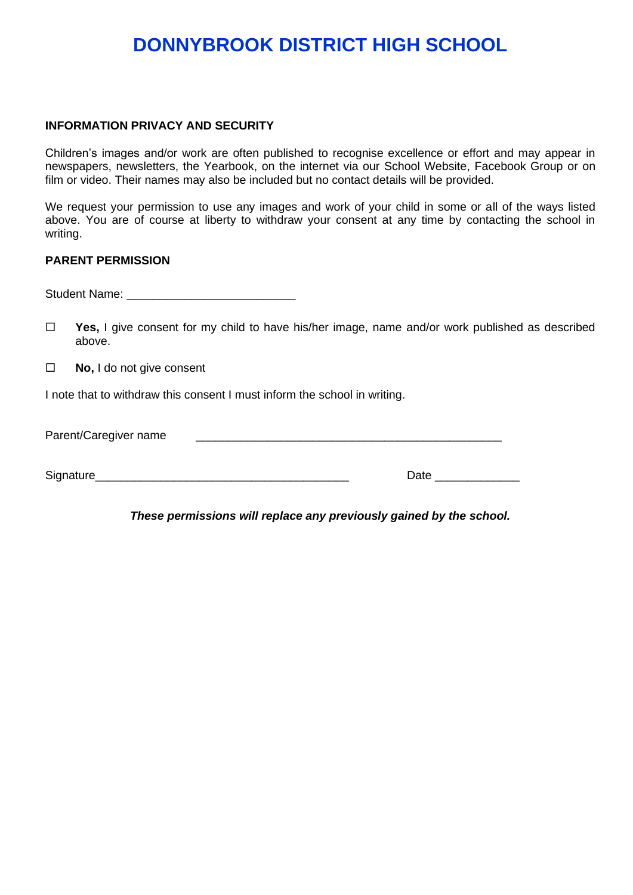# DONNYBROOK DISTRICT HIGH SCHOOL

**INFORMATION PRIVACY AND SECURITY**

Children's images and/or work are often published to recognise excellence or effort and may appear in newspapers, newsletters, the Yearbook, on the internet via our School Website, Facebook Group or on film or video. Their names may also be included but no contact details will be provided.

We request your permission to use any images and work of your child in some or all of the ways listed above. You are of course at liberty to withdraw your consent at any time by contacting the school in writing.

**PARENT PERMISSION**

Student Name: _________________________

☐ **Yes,** I give consent for my child to have his/her image, name and/or work published as described above.

☐ **No,** I do not give consent

I note that to withdraw this consent I must inform the school in writing.

Parent/Caregiver name _______________________________________________

Signature_______________________________________ Date _____________

***These permissions will replace any previously gained by the school.***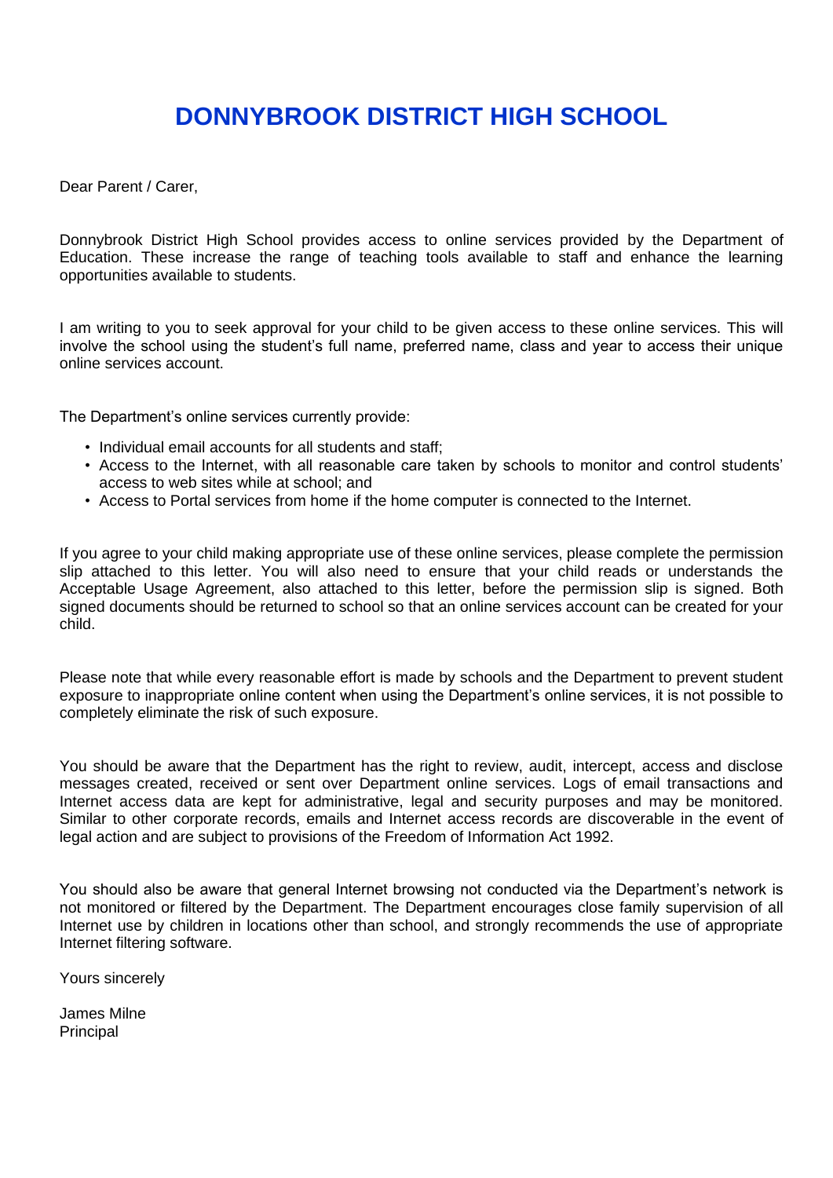# DONNYBROOK DISTRICT HIGH SCHOOL

Dear Parent / Carer,

Donnybrook District High School provides access to online services provided by the Department of Education. These increase the range of teaching tools available to staff and enhance the learning opportunities available to students.

I am writing to you to seek approval for your child to be given access to these online services. This will involve the school using the student's full name, preferred name, class and year to access their unique online services account.

The Department's online services currently provide:

- Individual email accounts for all students and staff;
- Access to the Internet, with all reasonable care taken by schools to monitor and control students' access to web sites while at school; and
- Access to Portal services from home if the home computer is connected to the Internet.

If you agree to your child making appropriate use of these online services, please complete the permission slip attached to this letter. You will also need to ensure that your child reads or understands the Acceptable Usage Agreement, also attached to this letter, before the permission slip is signed. Both signed documents should be returned to school so that an online services account can be created for your child.

Please note that while every reasonable effort is made by schools and the Department to prevent student exposure to inappropriate online content when using the Department's online services, it is not possible to completely eliminate the risk of such exposure.

You should be aware that the Department has the right to review, audit, intercept, access and disclose messages created, received or sent over Department online services. Logs of email transactions and Internet access data are kept for administrative, legal and security purposes and may be monitored. Similar to other corporate records, emails and Internet access records are discoverable in the event of legal action and are subject to provisions of the Freedom of Information Act 1992.

You should also be aware that general Internet browsing not conducted via the Department's network is not monitored or filtered by the Department. The Department encourages close family supervision of all Internet use by children in locations other than school, and strongly recommends the use of appropriate Internet filtering software.

Yours sincerely

James Milne
Principal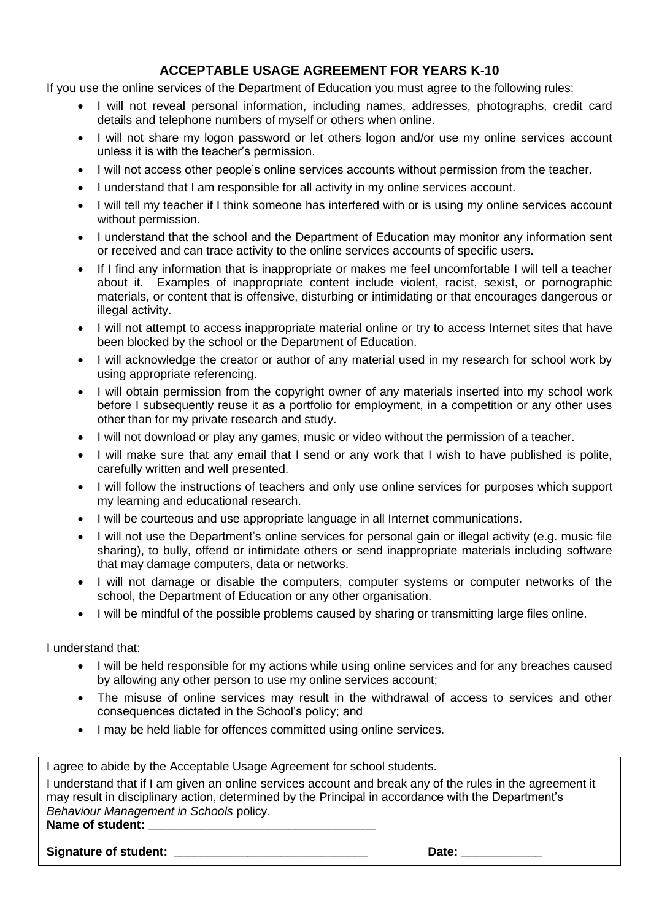## ACCEPTABLE USAGE AGREEMENT FOR YEARS K-10

If you use the online services of the Department of Education you must agree to the following rules:

- I will not reveal personal information, including names, addresses, photographs, credit card details and telephone numbers of myself or others when online.
- I will not share my logon password or let others logon and/or use my online services account unless it is with the teacher's permission.
- I will not access other people's online services accounts without permission from the teacher.
- I understand that I am responsible for all activity in my online services account.
- I will tell my teacher if I think someone has interfered with or is using my online services account without permission.
- I understand that the school and the Department of Education may monitor any information sent or received and can trace activity to the online services accounts of specific users.
- If I find any information that is inappropriate or makes me feel uncomfortable I will tell a teacher about it. Examples of inappropriate content include violent, racist, sexist, or pornographic materials, or content that is offensive, disturbing or intimidating or that encourages dangerous or illegal activity.
- I will not attempt to access inappropriate material online or try to access Internet sites that have been blocked by the school or the Department of Education.
- I will acknowledge the creator or author of any material used in my research for school work by using appropriate referencing.
- I will obtain permission from the copyright owner of any materials inserted into my school work before I subsequently reuse it as a portfolio for employment, in a competition or any other uses other than for my private research and study.
- I will not download or play any games, music or video without the permission of a teacher.
- I will make sure that any email that I send or any work that I wish to have published is polite, carefully written and well presented.
- I will follow the instructions of teachers and only use online services for purposes which support my learning and educational research.
- I will be courteous and use appropriate language in all Internet communications.
- I will not use the Department's online services for personal gain or illegal activity (e.g. music file sharing), to bully, offend or intimidate others or send inappropriate materials including software that may damage computers, data or networks.
- I will not damage or disable the computers, computer systems or computer networks of the school, the Department of Education or any other organisation.
- I will be mindful of the possible problems caused by sharing or transmitting large files online.

I understand that:

- I will be held responsible for my actions while using online services and for any breaches caused by allowing any other person to use my online services account;
- The misuse of online services may result in the withdrawal of access to services and other consequences dictated in the School's policy; and
- I may be held liable for offences committed using online services.

I agree to abide by the Acceptable Usage Agreement for school students.

I understand that if I am given an online services account and break any of the rules in the agreement it may result in disciplinary action, determined by the Principal in accordance with the Department's *Behaviour Management in Schools* policy.

**Name of student:** _________________________________

**Signature of student:** _____________________________ **Date:** ____________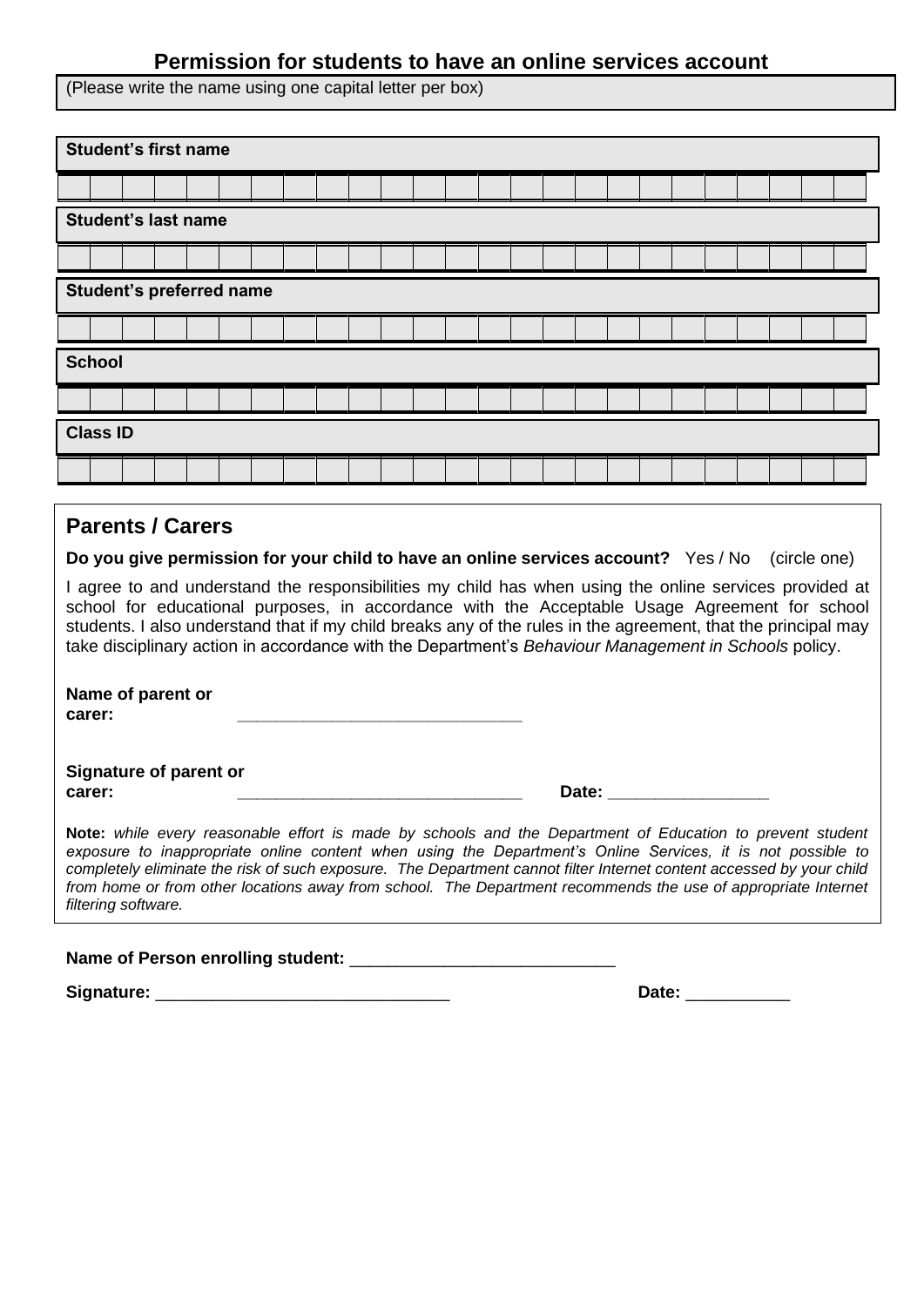## Permission for students to have an online services account

(Please write the name using one capital letter per box)

**Student's first name**

| | | | | | | | | | | | | | | | | | | | | | | | | |
|---|---|---|---|---|---|---|---|---|---|---|---|---|---|---|---|---|---|---|---|---|---|---|---|---|

**Student's last name**

| | | | | | | | | | | | | | | | | | | | | | | | | |
|---|---|---|---|---|---|---|---|---|---|---|---|---|---|---|---|---|---|---|---|---|---|---|---|---|

**Student's preferred name**

| | | | | | | | | | | | | | | | | | | | | | | | | |
|---|---|---|---|---|---|---|---|---|---|---|---|---|---|---|---|---|---|---|---|---|---|---|---|---|

**School**

| | | | | | | | | | | | | | | | | | | | | | | | | |
|---|---|---|---|---|---|---|---|---|---|---|---|---|---|---|---|---|---|---|---|---|---|---|---|---|

**Class ID**

| | | | | | | | | | | | | | | | | | | | | | | | | |
|---|---|---|---|---|---|---|---|---|---|---|---|---|---|---|---|---|---|---|---|---|---|---|---|---|

## Parents / Carers

**Do you give permission for your child to have an online services account?** Yes / No (circle one)

I agree to and understand the responsibilities my child has when using the online services provided at school for educational purposes, in accordance with the Acceptable Usage Agreement for school students. I also understand that if my child breaks any of the rules in the agreement, that the principal may take disciplinary action in accordance with the Department's *Behaviour Management in Schools* policy.

**Name of parent or carer:** ______________________________

**Signature of parent or carer:** ______________________________ **Date:** ________________

**Note:** *while every reasonable effort is made by schools and the Department of Education to prevent student exposure to inappropriate online content when using the Department's Online Services, it is not possible to completely eliminate the risk of such exposure. The Department cannot filter Internet content accessed by your child from home or from other locations away from school. The Department recommends the use of appropriate Internet filtering software.*

**Name of Person enrolling student:** ____________________________

**Signature:** _______________________________ **Date:** ___________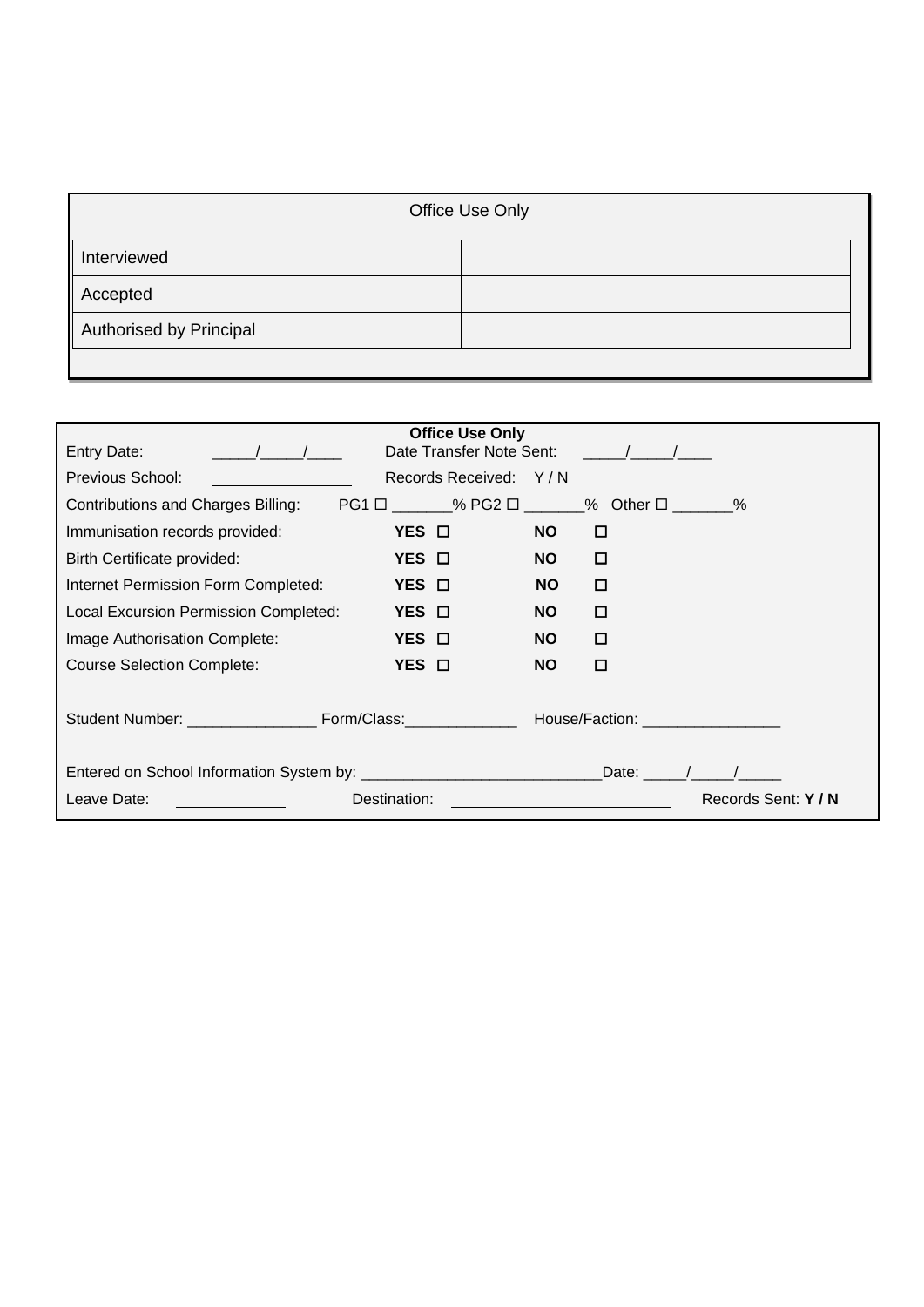| Office Use Only | |
|---|---|
| Interviewed | |
| Accepted | |
| Authorised by Principal | |

**Office Use Only**

Entry Date: _____/_____/____ Date Transfer Note Sent: _____/_____/____

Previous School: ________________ Records Received: Y / N

Contributions and Charges Billing: PG1 ☐ _______% PG2 ☐ _______% Other ☐ _______%

| | | |
|---|---|---|
| Immunisation records provided: | **YES** ☐ | **NO** ☐ |
| Birth Certificate provided: | **YES** ☐ | **NO** ☐ |
| Internet Permission Form Completed: | **YES** ☐ | **NO** ☐ |
| Local Excursion Permission Completed: | **YES** ☐ | **NO** ☐ |
| Image Authorisation Complete: | **YES** ☐ | **NO** ☐ |
| Course Selection Complete: | **YES** ☐ | **NO** ☐ |

Student Number: _______________ Form/Class:_____________ House/Faction: ________________

Entered on School Information System by: ____________________________Date: _____/_____/_____

Leave Date: _____________ Destination: __________________________ Records Sent: **Y / N**